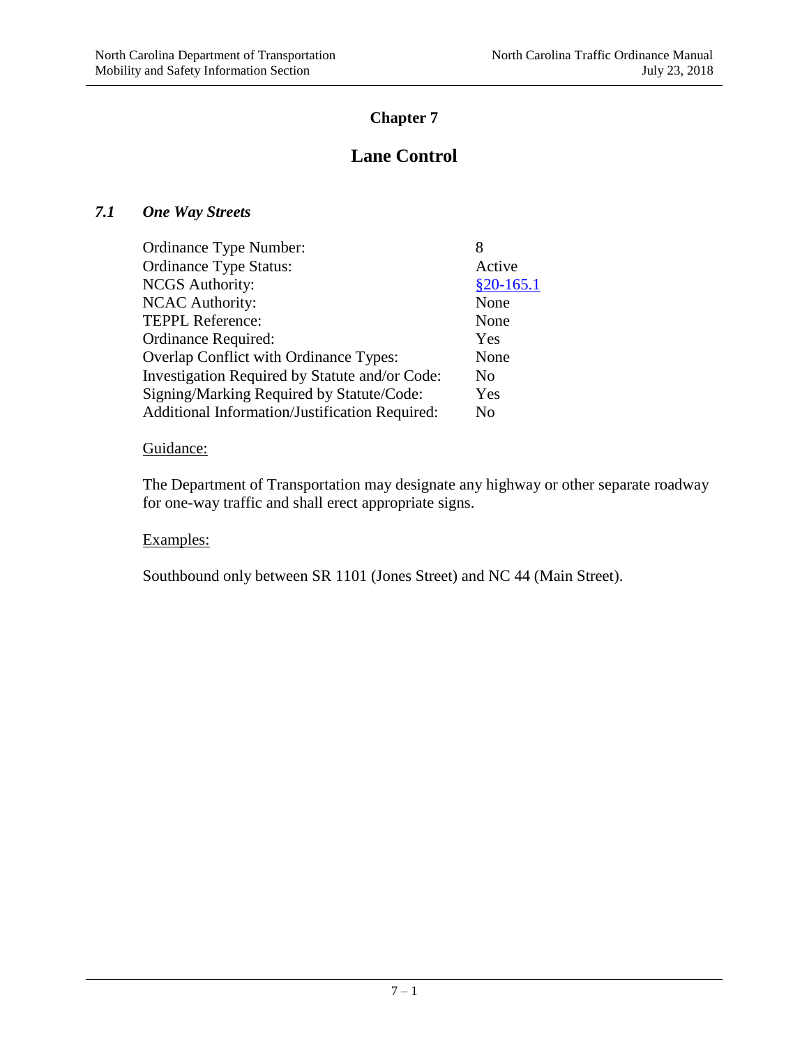# Chapter 7

# Lane Control

## *7.1 One Way Streets*

| | |
|---|---|
| Ordinance Type Number: | 8 |
| Ordinance Type Status: | Active |
| NCGS Authority: | §20-165.1 |
| NCAC Authority: | None |
| TEPPL Reference: | None |
| Ordinance Required: | Yes |
| Overlap Conflict with Ordinance Types: | None |
| Investigation Required by Statute and/or Code: | No |
| Signing/Marking Required by Statute/Code: | Yes |
| Additional Information/Justification Required: | No |

Guidance:

The Department of Transportation may designate any highway or other separate roadway for one-way traffic and shall erect appropriate signs.

Examples:

Southbound only between SR 1101 (Jones Street) and NC 44 (Main Street).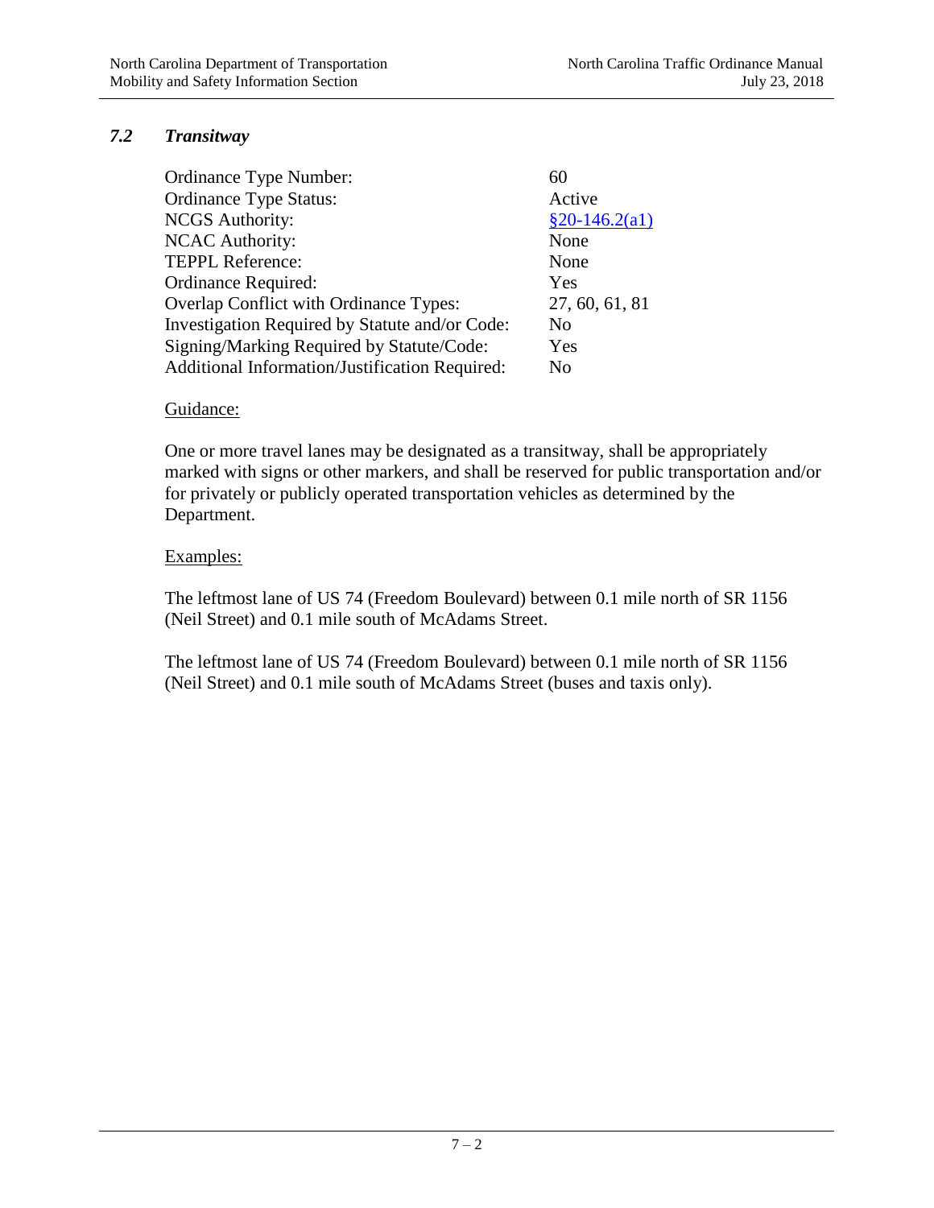## 7.2 *Transitway*

| | |
|---|---|
| Ordinance Type Number: | 60 |
| Ordinance Type Status: | Active |
| NCGS Authority: | §20-146.2(a1) |
| NCAC Authority: | None |
| TEPPL Reference: | None |
| Ordinance Required: | Yes |
| Overlap Conflict with Ordinance Types: | 27, 60, 61, 81 |
| Investigation Required by Statute and/or Code: | No |
| Signing/Marking Required by Statute/Code: | Yes |
| Additional Information/Justification Required: | No |

Guidance:

One or more travel lanes may be designated as a transitway, shall be appropriately marked with signs or other markers, and shall be reserved for public transportation and/or for privately or publicly operated transportation vehicles as determined by the Department.

Examples:

The leftmost lane of US 74 (Freedom Boulevard) between 0.1 mile north of SR 1156 (Neil Street) and 0.1 mile south of McAdams Street.

The leftmost lane of US 74 (Freedom Boulevard) between 0.1 mile north of SR 1156 (Neil Street) and 0.1 mile south of McAdams Street (buses and taxis only).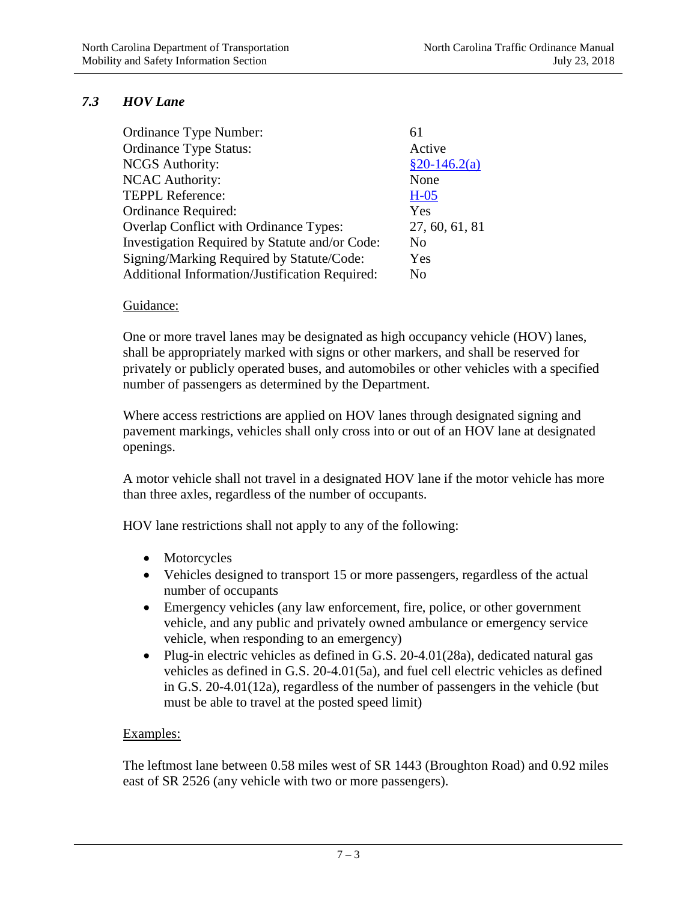## *7.3 HOV Lane*

| | |
|---|---|
| Ordinance Type Number: | 61 |
| Ordinance Type Status: | Active |
| NCGS Authority: | §20-146.2(a) |
| NCAC Authority: | None |
| TEPPL Reference: | H-05 |
| Ordinance Required: | Yes |
| Overlap Conflict with Ordinance Types: | 27, 60, 61, 81 |
| Investigation Required by Statute and/or Code: | No |
| Signing/Marking Required by Statute/Code: | Yes |
| Additional Information/Justification Required: | No |

Guidance:

One or more travel lanes may be designated as high occupancy vehicle (HOV) lanes, shall be appropriately marked with signs or other markers, and shall be reserved for privately or publicly operated buses, and automobiles or other vehicles with a specified number of passengers as determined by the Department.

Where access restrictions are applied on HOV lanes through designated signing and pavement markings, vehicles shall only cross into or out of an HOV lane at designated openings.

A motor vehicle shall not travel in a designated HOV lane if the motor vehicle has more than three axles, regardless of the number of occupants.

HOV lane restrictions shall not apply to any of the following:

- Motorcycles
- Vehicles designed to transport 15 or more passengers, regardless of the actual number of occupants
- Emergency vehicles (any law enforcement, fire, police, or other government vehicle, and any public and privately owned ambulance or emergency service vehicle, when responding to an emergency)
- Plug-in electric vehicles as defined in G.S. 20-4.01(28a), dedicated natural gas vehicles as defined in G.S. 20-4.01(5a), and fuel cell electric vehicles as defined in G.S. 20-4.01(12a), regardless of the number of passengers in the vehicle (but must be able to travel at the posted speed limit)

Examples:

The leftmost lane between 0.58 miles west of SR 1443 (Broughton Road) and 0.92 miles east of SR 2526 (any vehicle with two or more passengers).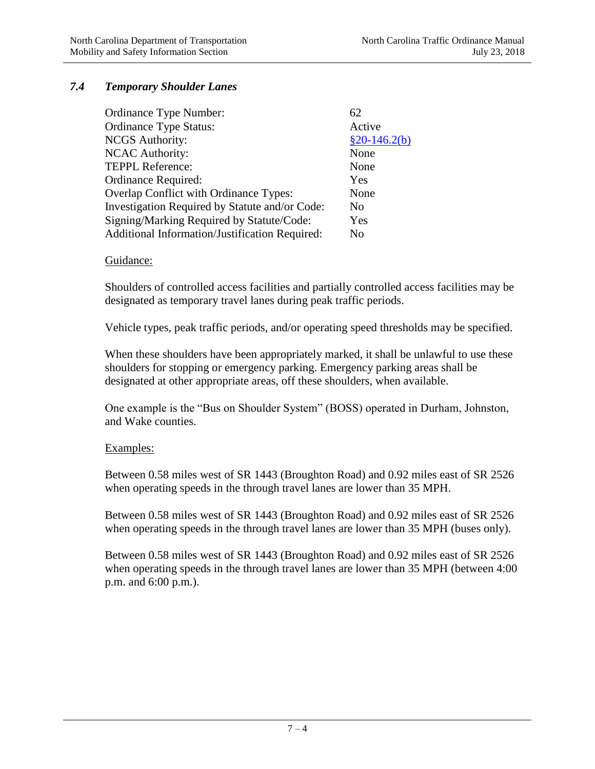### *7.4 Temporary Shoulder Lanes*

| | |
|---|---|
| Ordinance Type Number: | 62 |
| Ordinance Type Status: | Active |
| NCGS Authority: | §20-146.2(b) |
| NCAC Authority: | None |
| TEPPL Reference: | None |
| Ordinance Required: | Yes |
| Overlap Conflict with Ordinance Types: | None |
| Investigation Required by Statute and/or Code: | No |
| Signing/Marking Required by Statute/Code: | Yes |
| Additional Information/Justification Required: | No |

Guidance:

Shoulders of controlled access facilities and partially controlled access facilities may be designated as temporary travel lanes during peak traffic periods.

Vehicle types, peak traffic periods, and/or operating speed thresholds may be specified.

When these shoulders have been appropriately marked, it shall be unlawful to use these shoulders for stopping or emergency parking. Emergency parking areas shall be designated at other appropriate areas, off these shoulders, when available.

One example is the "Bus on Shoulder System" (BOSS) operated in Durham, Johnston, and Wake counties.

Examples:

Between 0.58 miles west of SR 1443 (Broughton Road) and 0.92 miles east of SR 2526 when operating speeds in the through travel lanes are lower than 35 MPH.

Between 0.58 miles west of SR 1443 (Broughton Road) and 0.92 miles east of SR 2526 when operating speeds in the through travel lanes are lower than 35 MPH (buses only).

Between 0.58 miles west of SR 1443 (Broughton Road) and 0.92 miles east of SR 2526 when operating speeds in the through travel lanes are lower than 35 MPH (between 4:00 p.m. and 6:00 p.m.).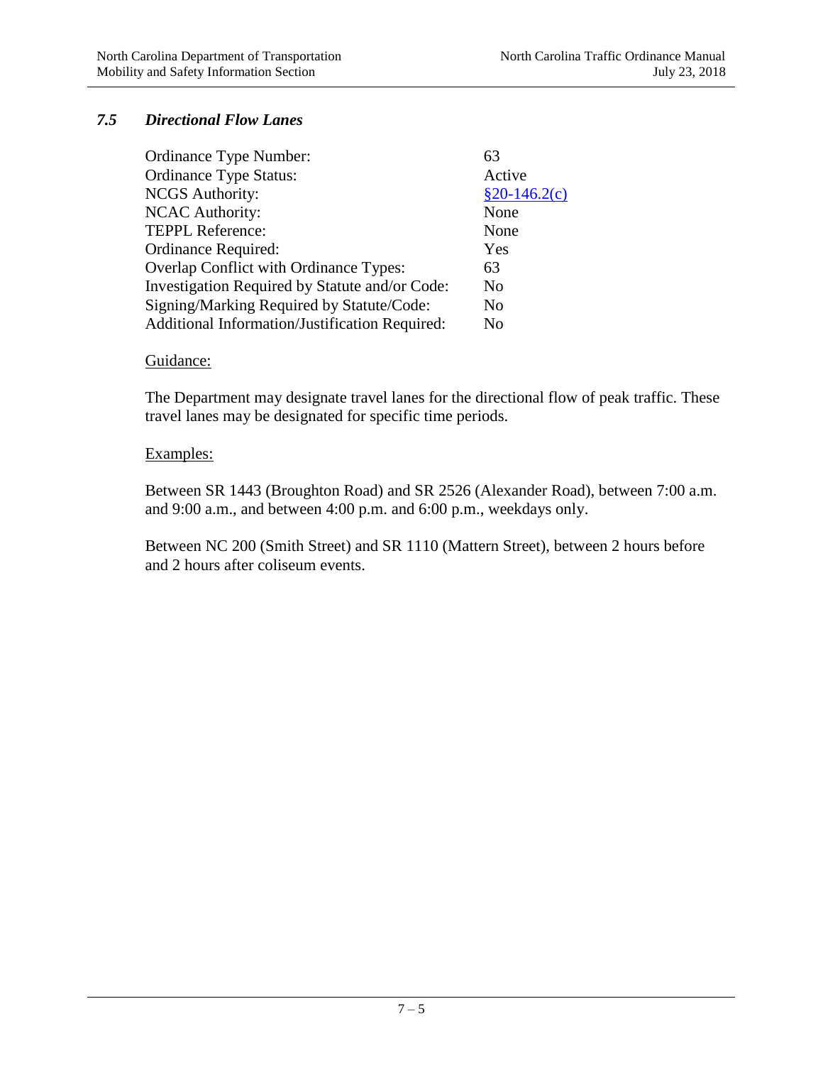### *7.5 Directional Flow Lanes*

| | |
|---|---|
| Ordinance Type Number: | 63 |
| Ordinance Type Status: | Active |
| NCGS Authority: | §20-146.2(c) |
| NCAC Authority: | None |
| TEPPL Reference: | None |
| Ordinance Required: | Yes |
| Overlap Conflict with Ordinance Types: | 63 |
| Investigation Required by Statute and/or Code: | No |
| Signing/Marking Required by Statute/Code: | No |
| Additional Information/Justification Required: | No |

Guidance:

The Department may designate travel lanes for the directional flow of peak traffic. These travel lanes may be designated for specific time periods.

Examples:

Between SR 1443 (Broughton Road) and SR 2526 (Alexander Road), between 7:00 a.m. and 9:00 a.m., and between 4:00 p.m. and 6:00 p.m., weekdays only.

Between NC 200 (Smith Street) and SR 1110 (Mattern Street), between 2 hours before and 2 hours after coliseum events.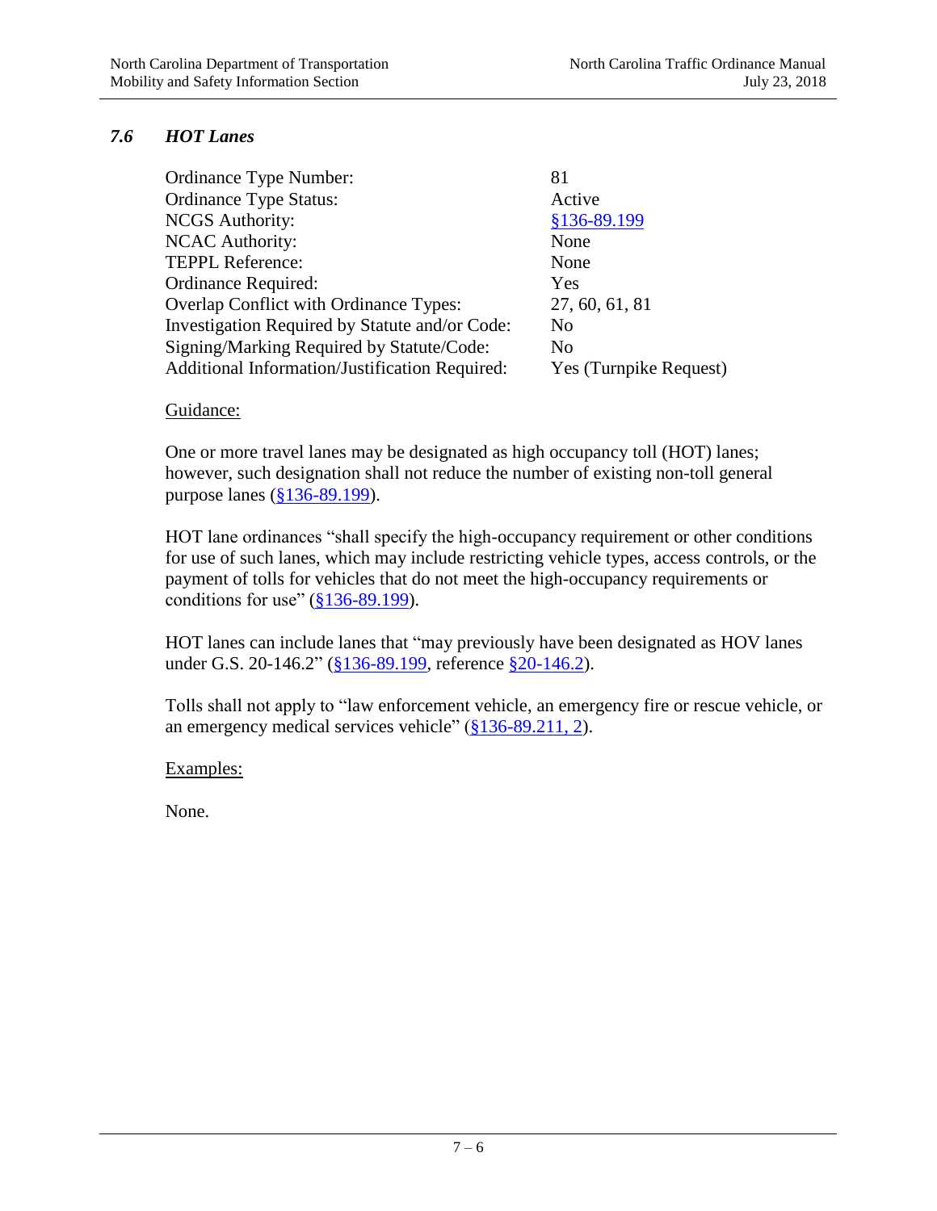### *7.6 HOT Lanes*

| | |
|---|---|
| Ordinance Type Number: | 81 |
| Ordinance Type Status: | Active |
| NCGS Authority: | §136-89.199 |
| NCAC Authority: | None |
| TEPPL Reference: | None |
| Ordinance Required: | Yes |
| Overlap Conflict with Ordinance Types: | 27, 60, 61, 81 |
| Investigation Required by Statute and/or Code: | No |
| Signing/Marking Required by Statute/Code: | No |
| Additional Information/Justification Required: | Yes (Turnpike Request) |

Guidance:

One or more travel lanes may be designated as high occupancy toll (HOT) lanes; however, such designation shall not reduce the number of existing non-toll general purpose lanes (§136-89.199).

HOT lane ordinances "shall specify the high-occupancy requirement or other conditions for use of such lanes, which may include restricting vehicle types, access controls, or the payment of tolls for vehicles that do not meet the high-occupancy requirements or conditions for use" (§136-89.199).

HOT lanes can include lanes that "may previously have been designated as HOV lanes under G.S. 20-146.2" (§136-89.199, reference §20-146.2).

Tolls shall not apply to "law enforcement vehicle, an emergency fire or rescue vehicle, or an emergency medical services vehicle" (§136-89.211, 2).

Examples:

None.